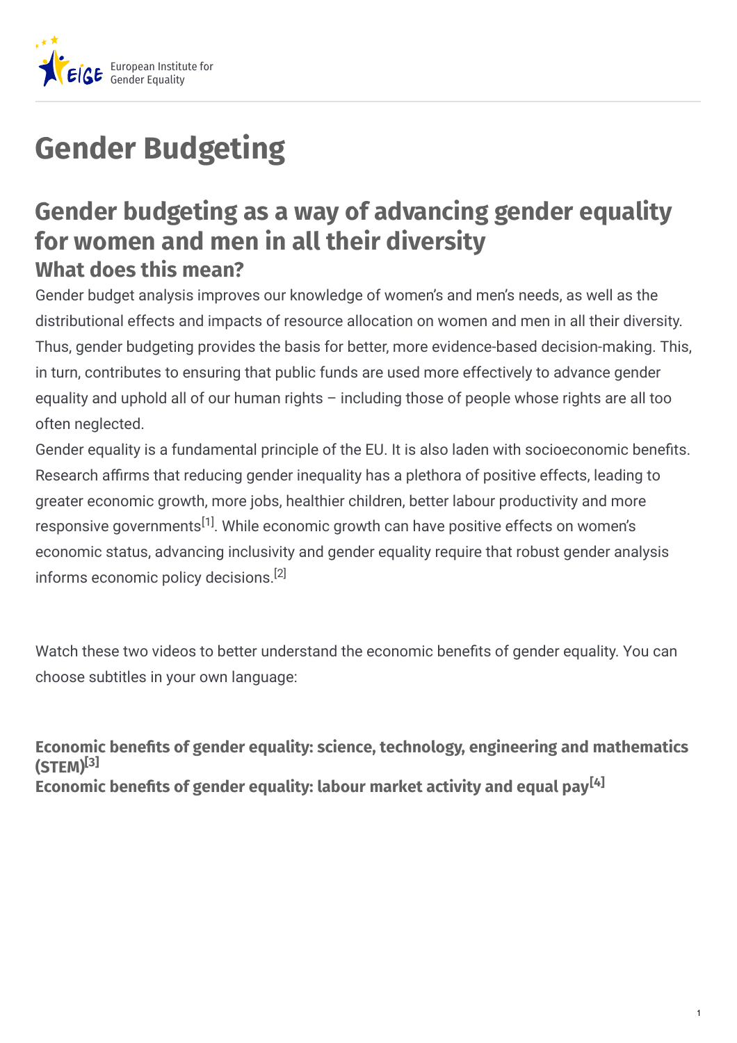# Gender Budgeting

## Gender budgeting as a way of advancing gender equality for women and men in all their diversity

### What does this mean?

Gender budget analysis improves our knowledge of women's and men's needs, as well as the distributional effects and impacts of resource allocation on women and men in all their diversity. Thus, gender budgeting provides the basis for better, more evidence-based decision-making. This, in turn, contributes to ensuring that public funds are used more effectively to advance gender equality and uphold all of our human rights – including those of people whose rights are all too often neglected.

Gender equality is a fundamental principle of the EU. It is also laden with socioeconomic benefits. Research affirms that reducing gender inequality has a plethora of positive effects, leading to greater economic growth, more jobs, healthier children, better labour productivity and more responsive governments[1]. While economic growth can have positive effects on women's economic status, advancing inclusivity and gender equality require that robust gender analysis informs economic policy decisions.[2]

Watch these two videos to better understand the economic benefits of gender equality. You can choose subtitles in your own language:

**Economic benefits of gender equality: science, technology, engineering and mathematics (STEM)[3]**

**Economic benefits of gender equality: labour market activity and equal pay[4]**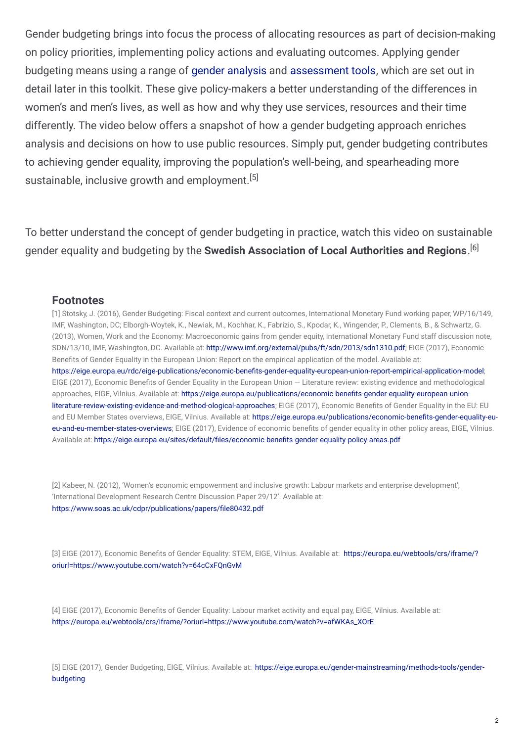Gender budgeting brings into focus the process of allocating resources as part of decision-making on policy priorities, implementing policy actions and evaluating outcomes. Applying gender budgeting means using a range of gender analysis and assessment tools, which are set out in detail later in this toolkit. These give policy-makers a better understanding of the differences in women's and men's lives, as well as how and why they use services, resources and their time differently. The video below offers a snapshot of how a gender budgeting approach enriches analysis and decisions on how to use public resources. Simply put, gender budgeting contributes to achieving gender equality, improving the population's well-being, and spearheading more sustainable, inclusive growth and employment.[5]

To better understand the concept of gender budgeting in practice, watch this video on sustainable gender equality and budgeting by the **Swedish Association of Local Authorities and Regions**.[6]

## Footnotes

[1] Stotsky, J. (2016), Gender Budgeting: Fiscal context and current outcomes, International Monetary Fund working paper, WP/16/149, IMF, Washington, DC; Elborgh-Woytek, K., Newiak, M., Kochhar, K., Fabrizio, S., Kpodar, K., Wingender, P., Clements, B., & Schwartz, G. (2013), Women, Work and the Economy: Macroeconomic gains from gender equity, International Monetary Fund staff discussion note, SDN/13/10, IMF, Washington, DC. Available at: http://www.imf.org/external/pubs/ft/sdn/2013/sdn1310.pdf; EIGE (2017), Economic Benefits of Gender Equality in the European Union: Report on the empirical application of the model. Available at: https://eige.europa.eu/rdc/eige-publications/economic-benefits-gender-equality-european-union-report-empirical-application-model; EIGE (2017), Economic Benefits of Gender Equality in the European Union — Literature review: existing evidence and methodological approaches, EIGE, Vilnius. Available at: https://eige.europa.eu/publications/economic-benefits-gender-equality-european-union-literature-review-existing-evidence-and-method-ological-approaches; EIGE (2017), Economic Benefits of Gender Equality in the EU: EU and EU Member States overviews, EIGE, Vilnius. Available at: https://eige.europa.eu/publications/economic-benefits-gender-equality-eu-eu-and-eu-member-states-overviews; EIGE (2017), Evidence of economic benefits of gender equality in other policy areas, EIGE, Vilnius. Available at: https://eige.europa.eu/sites/default/files/economic-benefits-gender-equality-policy-areas.pdf

[2] Kabeer, N. (2012), 'Women's economic empowerment and inclusive growth: Labour markets and enterprise development', 'International Development Research Centre Discussion Paper 29/12'. Available at: https://www.soas.ac.uk/cdpr/publications/papers/file80432.pdf

[3] EIGE (2017), Economic Benefits of Gender Equality: STEM, EIGE, Vilnius. Available at: https://europa.eu/webtools/crs/iframe/?oriurl=https://www.youtube.com/watch?v=64cCxFQnGvM

[4] EIGE (2017), Economic Benefits of Gender Equality: Labour market activity and equal pay, EIGE, Vilnius. Available at: https://europa.eu/webtools/crs/iframe/?oriurl=https://www.youtube.com/watch?v=afWKAs_XOrE

[5] EIGE (2017), Gender Budgeting, EIGE, Vilnius. Available at: https://eige.europa.eu/gender-mainstreaming/methods-tools/gender-budgeting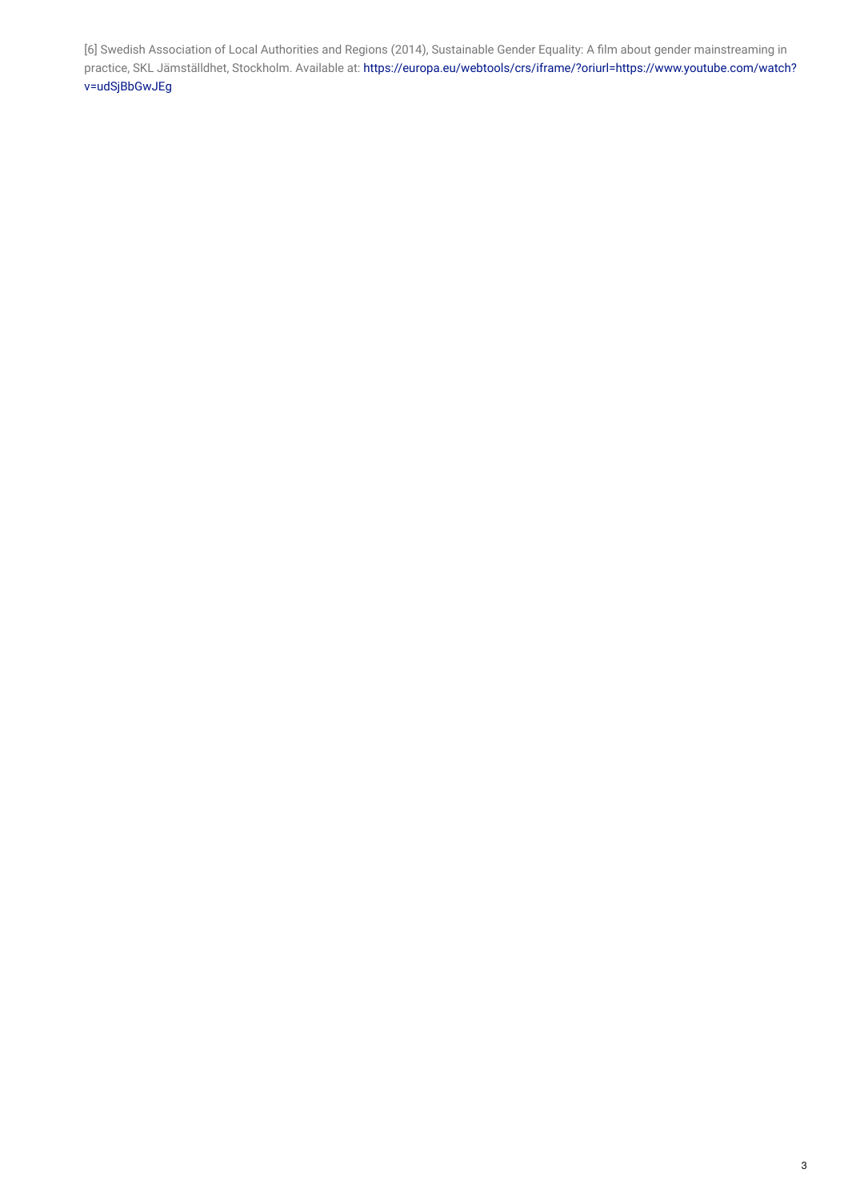[6] Swedish Association of Local Authorities and Regions (2014), Sustainable Gender Equality: A film about gender mainstreaming in practice, SKL Jämställdhet, Stockholm. Available at: https://europa.eu/webtools/crs/iframe/?oriurl=https://www.youtube.com/watch?v=udSjBbGwJEg